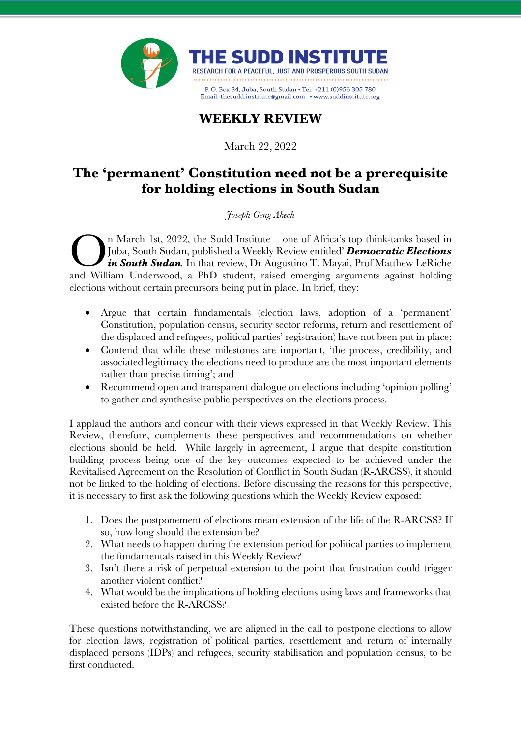# THE SUDD INSTITUTE

RESEARCH FOR A PEACEFUL, JUST AND PROSPEROUS SOUTH SUDAN

P. O. Box 34, Juba, South Sudan • Tel: +211 (0)956 305 780
Email: thesudd.institute@gmail.com • www.suddinstitute.org

## WEEKLY REVIEW

March 22, 2022

# The 'permanent' Constitution need not be a prerequisite for holding elections in South Sudan

*Joseph Geng Akech*

On March 1st, 2022, the Sudd Institute – one of Africa's top think-tanks based in Juba, South Sudan, published a Weekly Review entitled' ***Democratic Elections in South Sudan***. In that review, Dr Augustino T. Mayai, Prof Matthew LeRiche and William Underwood, a PhD student, raised emerging arguments against holding elections without certain precursors being put in place. In brief, they:

- Argue that certain fundamentals (election laws, adoption of a 'permanent' Constitution, population census, security sector reforms, return and resettlement of the displaced and refugees, political parties' registration) have not been put in place;
- Contend that while these milestones are important, 'the process, credibility, and associated legitimacy the elections need to produce are the most important elements rather than precise timing'; and
- Recommend open and transparent dialogue on elections including 'opinion polling' to gather and synthesise public perspectives on the elections process.

I applaud the authors and concur with their views expressed in that Weekly Review. This Review, therefore, complements these perspectives and recommendations on whether elections should be held. While largely in agreement, I argue that despite constitution building process being one of the key outcomes expected to be achieved under the Revitalised Agreement on the Resolution of Conflict in South Sudan (R-ARCSS), it should not be linked to the holding of elections. Before discussing the reasons for this perspective, it is necessary to first ask the following questions which the Weekly Review exposed:

1. Does the postponement of elections mean extension of the life of the R-ARCSS? If so, how long should the extension be?
2. What needs to happen during the extension period for political parties to implement the fundamentals raised in this Weekly Review?
3. Isn't there a risk of perpetual extension to the point that frustration could trigger another violent conflict?
4. What would be the implications of holding elections using laws and frameworks that existed before the R-ARCSS?

These questions notwithstanding, we are aligned in the call to postpone elections to allow for election laws, registration of political parties, resettlement and return of internally displaced persons (IDPs) and refugees, security stabilisation and population census, to be first conducted.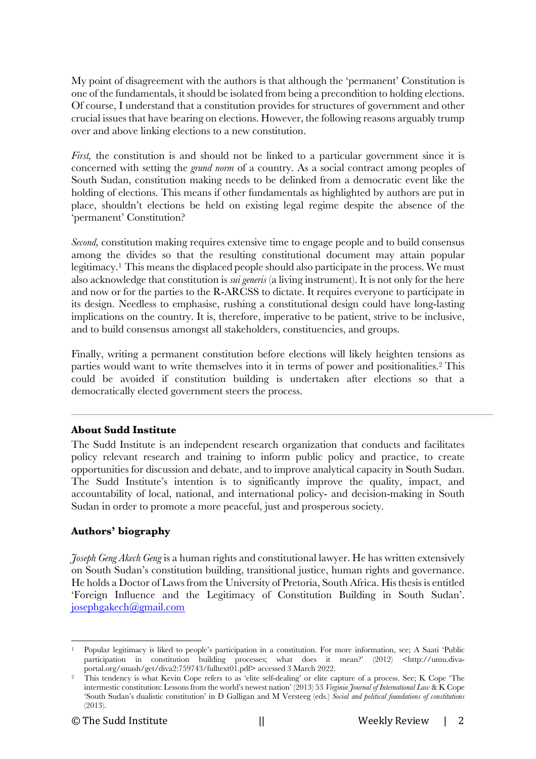My point of disagreement with the authors is that although the 'permanent' Constitution is one of the fundamentals, it should be isolated from being a precondition to holding elections. Of course, I understand that a constitution provides for structures of government and other crucial issues that have bearing on elections. However, the following reasons arguably trump over and above linking elections to a new constitution.

*First,* the constitution is and should not be linked to a particular government since it is concerned with setting the *grund norm* of a country. As a social contract among peoples of South Sudan, constitution making needs to be delinked from a democratic event like the holding of elections. This means if other fundamentals as highlighted by authors are put in place, shouldn't elections be held on existing legal regime despite the absence of the 'permanent' Constitution?

*Second,* constitution making requires extensive time to engage people and to build consensus among the divides so that the resulting constitutional document may attain popular legitimacy.[1] This means the displaced people should also participate in the process. We must also acknowledge that constitution is *sui generis* (a living instrument). It is not only for the here and now or for the parties to the R-ARCSS to dictate. It requires everyone to participate in its design. Needless to emphasise, rushing a constitutional design could have long-lasting implications on the country. It is, therefore, imperative to be patient, strive to be inclusive, and to build consensus amongst all stakeholders, constituencies, and groups.

Finally, writing a permanent constitution before elections will likely heighten tensions as parties would want to write themselves into it in terms of power and positionalities.[2] This could be avoided if constitution building is undertaken after elections so that a democratically elected government steers the process.

---

**About Sudd Institute**

The Sudd Institute is an independent research organization that conducts and facilitates policy relevant research and training to inform public policy and practice, to create opportunities for discussion and debate, and to improve analytical capacity in South Sudan. The Sudd Institute's intention is to significantly improve the quality, impact, and accountability of local, national, and international policy- and decision-making in South Sudan in order to promote a more peaceful, just and prosperous society.

**Authors' biography**

*Joseph Geng Akech Geng* is a human rights and constitutional lawyer. He has written extensively on South Sudan's constitution building, transitional justice, human rights and governance. He holds a Doctor of Laws from the University of Pretoria, South Africa. His thesis is entitled 'Foreign Influence and the Legitimacy of Constitution Building in South Sudan'. josephgakech@gmail.com

---

[1] Popular legitimacy is liked to people's participation in a constitution. For more information, see; A Saati 'Public participation in constitution building processes; what does it mean?' (2012) <http://umu.diva-portal.org/smash/get/diva2:759743/fulltext01.pdf> accessed 3 March 2022.

[2] This tendency is what Kevin Cope refers to as 'elite self-dealing' or elite capture of a process. See; K Cope 'The intermestic constitution: Lessons from the world's newest nation' (2013) 53 *Virginia Journal of International Law* & K Cope 'South Sudan's dualistic constitution' in D Galligan and M Versteeg (eds.) *Social and political foundations of constitutions* (2013).